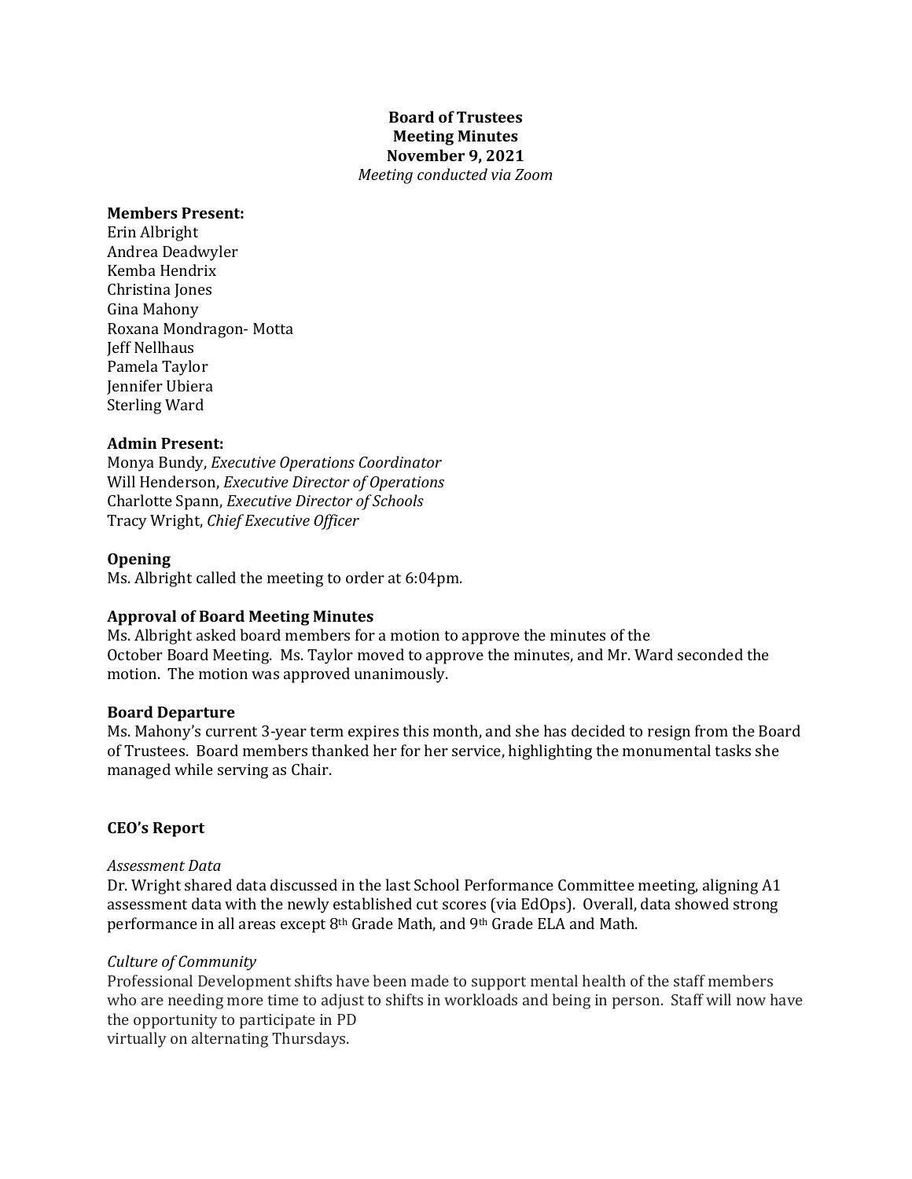**Board of Trustees**
**Meeting Minutes**
**November 9, 2021**
*Meeting conducted via Zoom*

**Members Present:**
Erin Albright
Andrea Deadwyler
Kemba Hendrix
Christina Jones
Gina Mahony
Roxana Mondragon- Motta
Jeff Nellhaus
Pamela Taylor
Jennifer Ubiera
Sterling Ward

**Admin Present:**
Monya Bundy, *Executive Operations Coordinator*
Will Henderson, *Executive Director of Operations*
Charlotte Spann, *Executive Director of Schools*
Tracy Wright, *Chief Executive Officer*

**Opening**
Ms. Albright called the meeting to order at 6:04pm.

**Approval of Board Meeting Minutes**
Ms. Albright asked board members for a motion to approve the minutes of the October Board Meeting. Ms. Taylor moved to approve the minutes, and Mr. Ward seconded the motion. The motion was approved unanimously.

**Board Departure**
Ms. Mahony's current 3-year term expires this month, and she has decided to resign from the Board of Trustees. Board members thanked her for her service, highlighting the monumental tasks she managed while serving as Chair.

**CEO's Report**

*Assessment Data*
Dr. Wright shared data discussed in the last School Performance Committee meeting, aligning A1 assessment data with the newly established cut scores (via EdOps). Overall, data showed strong performance in all areas except 8th Grade Math, and 9th Grade ELA and Math.

*Culture of Community*
Professional Development shifts have been made to support mental health of the staff members who are needing more time to adjust to shifts in workloads and being in person. Staff will now have the opportunity to participate in PD virtually on alternating Thursdays.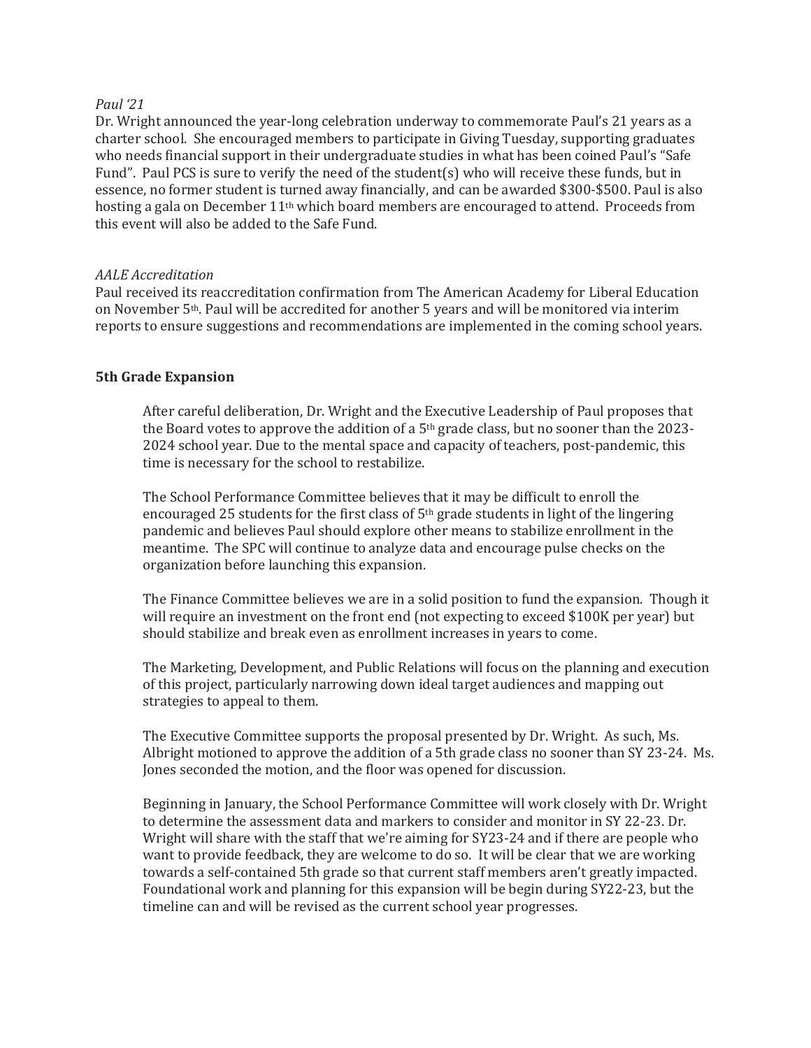*Paul '21*
Dr. Wright announced the year-long celebration underway to commemorate Paul's 21 years as a charter school. She encouraged members to participate in Giving Tuesday, supporting graduates who needs financial support in their undergraduate studies in what has been coined Paul's "Safe Fund". Paul PCS is sure to verify the need of the student(s) who will receive these funds, but in essence, no former student is turned away financially, and can be awarded $300-$500. Paul is also hosting a gala on December 11th which board members are encouraged to attend. Proceeds from this event will also be added to the Safe Fund.

*AALE Accreditation*
Paul received its reaccreditation confirmation from The American Academy for Liberal Education on November 5th. Paul will be accredited for another 5 years and will be monitored via interim reports to ensure suggestions and recommendations are implemented in the coming school years.

**5th Grade Expansion**

After careful deliberation, Dr. Wright and the Executive Leadership of Paul proposes that the Board votes to approve the addition of a 5th grade class, but no sooner than the 2023-2024 school year. Due to the mental space and capacity of teachers, post-pandemic, this time is necessary for the school to restabilize.

The School Performance Committee believes that it may be difficult to enroll the encouraged 25 students for the first class of 5th grade students in light of the lingering pandemic and believes Paul should explore other means to stabilize enrollment in the meantime. The SPC will continue to analyze data and encourage pulse checks on the organization before launching this expansion.

The Finance Committee believes we are in a solid position to fund the expansion. Though it will require an investment on the front end (not expecting to exceed $100K per year) but should stabilize and break even as enrollment increases in years to come.

The Marketing, Development, and Public Relations will focus on the planning and execution of this project, particularly narrowing down ideal target audiences and mapping out strategies to appeal to them.

The Executive Committee supports the proposal presented by Dr. Wright. As such, Ms. Albright motioned to approve the addition of a 5th grade class no sooner than SY 23-24. Ms. Jones seconded the motion, and the floor was opened for discussion.

Beginning in January, the School Performance Committee will work closely with Dr. Wright to determine the assessment data and markers to consider and monitor in SY 22-23. Dr. Wright will share with the staff that we're aiming for SY23-24 and if there are people who want to provide feedback, they are welcome to do so. It will be clear that we are working towards a self-contained 5th grade so that current staff members aren't greatly impacted. Foundational work and planning for this expansion will be begin during SY22-23, but the timeline can and will be revised as the current school year progresses.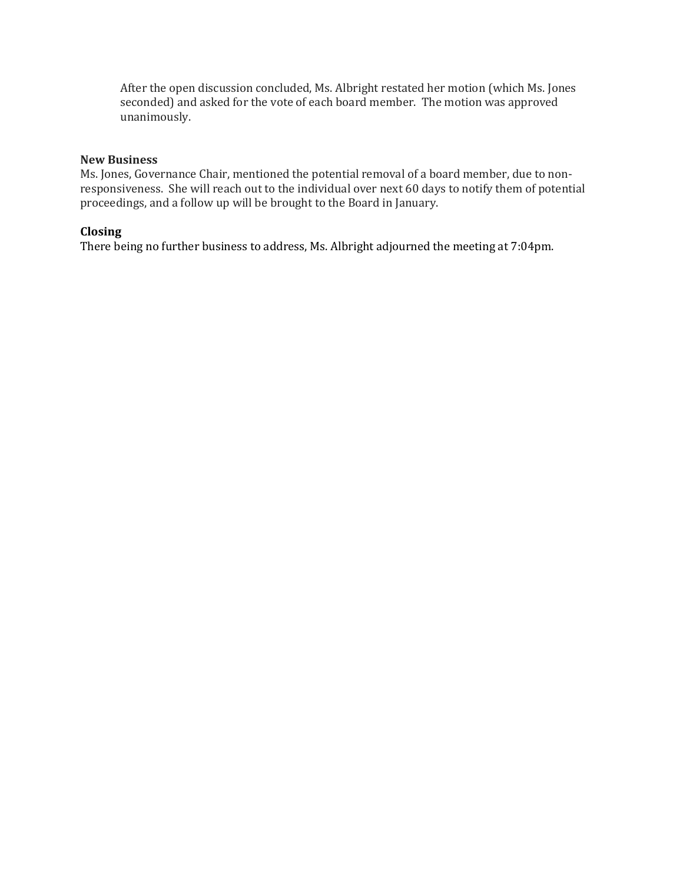After the open discussion concluded, Ms. Albright restated her motion (which Ms. Jones seconded) and asked for the vote of each board member. The motion was approved unanimously.

**New Business**

Ms. Jones, Governance Chair, mentioned the potential removal of a board member, due to non-responsiveness. She will reach out to the individual over next 60 days to notify them of potential proceedings, and a follow up will be brought to the Board in January.

**Closing**

There being no further business to address, Ms. Albright adjourned the meeting at 7:04pm.